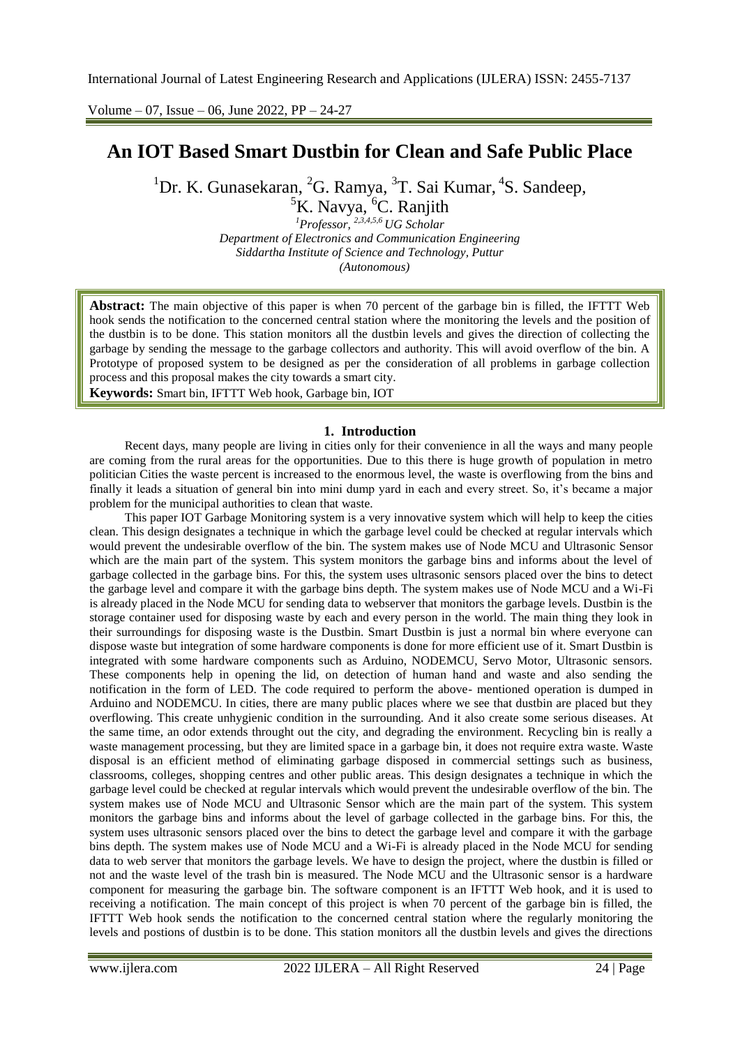# An IOT Based Smart Dustbin for Clean and Safe Public Place

[1]Dr. K. Gunasekaran, [2]G. Ramya, [3]T. Sai Kumar, [4]S. Sandeep, [5]K. Navya, [6]C. Ranjith

*[1]Professor, [2,3,4,5,6] UG Scholar*
*Department of Electronics and Communication Engineering*
*Siddartha Institute of Science and Technology, Puttur*
*(Autonomous)*

**Abstract:** The main objective of this paper is when 70 percent of the garbage bin is filled, the IFTTT Web hook sends the notification to the concerned central station where the monitoring the levels and the position of the dustbin is to be done. This station monitors all the dustbin levels and gives the direction of collecting the garbage by sending the message to the garbage collectors and authority. This will avoid overflow of the bin. A Prototype of proposed system to be designed as per the consideration of all problems in garbage collection process and this proposal makes the city towards a smart city.

**Keywords:** Smart bin, IFTTT Web hook, Garbage bin, IOT

## 1. Introduction

Recent days, many people are living in cities only for their convenience in all the ways and many people are coming from the rural areas for the opportunities. Due to this there is huge growth of population in metro politician Cities the waste percent is increased to the enormous level, the waste is overflowing from the bins and finally it leads a situation of general bin into mini dump yard in each and every street. So, it's became a major problem for the municipal authorities to clean that waste.

This paper IOT Garbage Monitoring system is a very innovative system which will help to keep the cities clean. This design designates a technique in which the garbage level could be checked at regular intervals which would prevent the undesirable overflow of the bin. The system makes use of Node MCU and Ultrasonic Sensor which are the main part of the system. This system monitors the garbage bins and informs about the level of garbage collected in the garbage bins. For this, the system uses ultrasonic sensors placed over the bins to detect the garbage level and compare it with the garbage bins depth. The system makes use of Node MCU and a Wi-Fi is already placed in the Node MCU for sending data to webserver that monitors the garbage levels. Dustbin is the storage container used for disposing waste by each and every person in the world. The main thing they look in their surroundings for disposing waste is the Dustbin. Smart Dustbin is just a normal bin where everyone can dispose waste but integration of some hardware components is done for more efficient use of it. Smart Dustbin is integrated with some hardware components such as Arduino, NODEMCU, Servo Motor, Ultrasonic sensors. These components help in opening the lid, on detection of human hand and waste and also sending the notification in the form of LED. The code required to perform the above- mentioned operation is dumped in Arduino and NODEMCU. In cities, there are many public places where we see that dustbin are placed but they overflowing. This create unhygienic condition in the surrounding. And it also create some serious diseases. At the same time, an odor extends throught out the city, and degrading the environment. Recycling bin is really a waste management processing, but they are limited space in a garbage bin, it does not require extra waste. Waste disposal is an efficient method of eliminating garbage disposed in commercial settings such as business, classrooms, colleges, shopping centres and other public areas. This design designates a technique in which the garbage level could be checked at regular intervals which would prevent the undesirable overflow of the bin. The system makes use of Node MCU and Ultrasonic Sensor which are the main part of the system. This system monitors the garbage bins and informs about the level of garbage collected in the garbage bins. For this, the system uses ultrasonic sensors placed over the bins to detect the garbage level and compare it with the garbage bins depth. The system makes use of Node MCU and a Wi-Fi is already placed in the Node MCU for sending data to web server that monitors the garbage levels. We have to design the project, where the dustbin is filled or not and the waste level of the trash bin is measured. The Node MCU and the Ultrasonic sensor is a hardware component for measuring the garbage bin. The software component is an IFTTT Web hook, and it is used to receiving a notification. The main concept of this project is when 70 percent of the garbage bin is filled, the IFTTT Web hook sends the notification to the concerned central station where the regularly monitoring the levels and postions of dustbin is to be done. This station monitors all the dustbin levels and gives the directions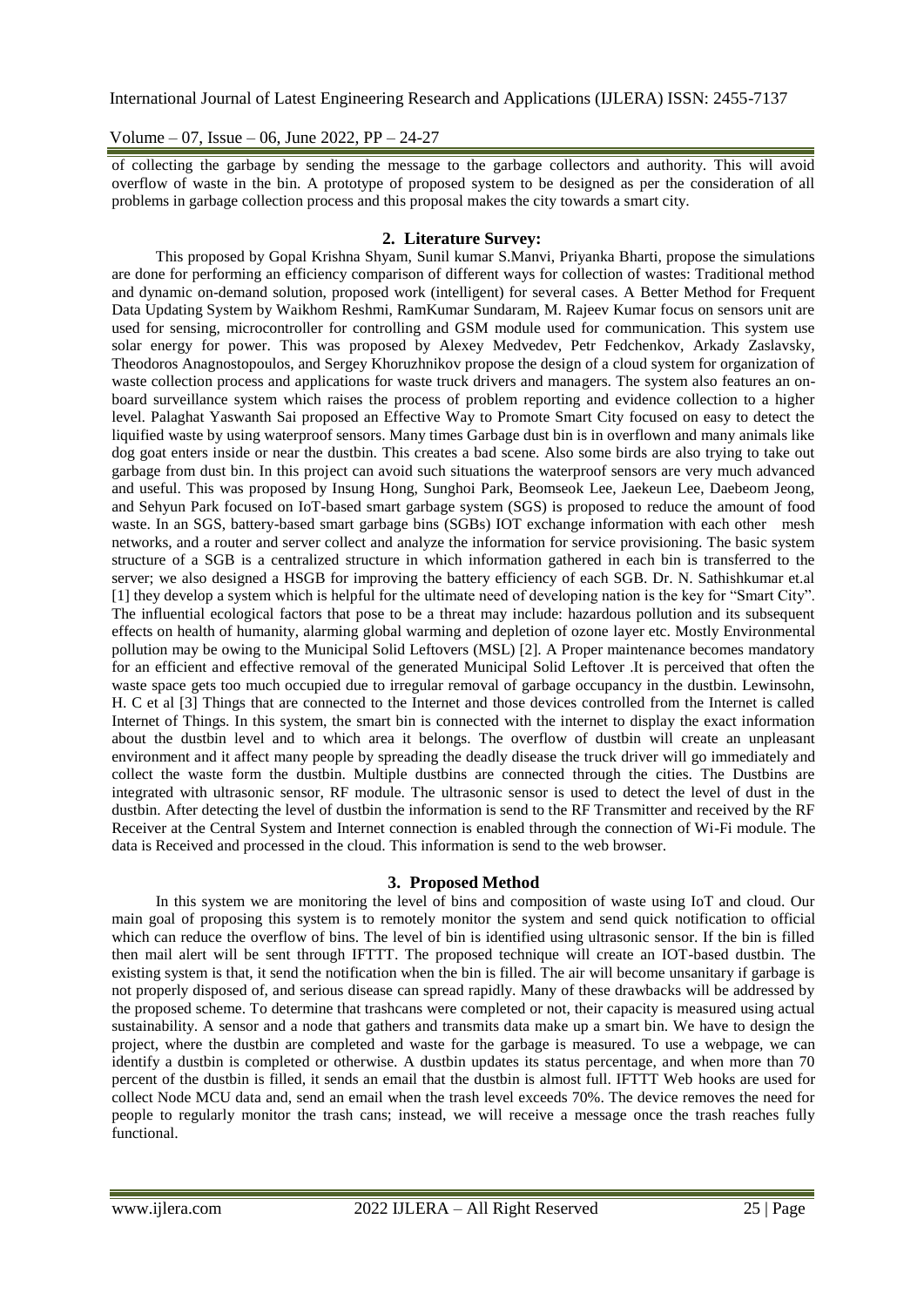of collecting the garbage by sending the message to the garbage collectors and authority. This will avoid overflow of waste in the bin. A prototype of proposed system to be designed as per the consideration of all problems in garbage collection process and this proposal makes the city towards a smart city.

## 2. Literature Survey:

This proposed by Gopal Krishna Shyam, Sunil kumar S.Manvi, Priyanka Bharti, propose the simulations are done for performing an efficiency comparison of different ways for collection of wastes: Traditional method and dynamic on-demand solution, proposed work (intelligent) for several cases. A Better Method for Frequent Data Updating System by Waikhom Reshmi, RamKumar Sundaram, M. Rajeev Kumar focus on sensors unit are used for sensing, microcontroller for controlling and GSM module used for communication. This system use solar energy for power. This was proposed by Alexey Medvedev, Petr Fedchenkov, Arkady Zaslavsky, Theodoros Anagnostopoulos, and Sergey Khoruzhnikov propose the design of a cloud system for organization of waste collection process and applications for waste truck drivers and managers. The system also features an on-board surveillance system which raises the process of problem reporting and evidence collection to a higher level. Palaghat Yaswanth Sai proposed an Effective Way to Promote Smart City focused on easy to detect the liquified waste by using waterproof sensors. Many times Garbage dust bin is in overflown and many animals like dog goat enters inside or near the dustbin. This creates a bad scene. Also some birds are also trying to take out garbage from dust bin. In this project can avoid such situations the waterproof sensors are very much advanced and useful. This was proposed by Insung Hong, Sunghoi Park, Beomseok Lee, Jaekeun Lee, Daebeom Jeong, and Sehyun Park focused on IoT-based smart garbage system (SGS) is proposed to reduce the amount of food waste. In an SGS, battery-based smart garbage bins (SGBs) IOT exchange information with each other mesh networks, and a router and server collect and analyze the information for service provisioning. The basic system structure of a SGB is a centralized structure in which information gathered in each bin is transferred to the server; we also designed a HSGB for improving the battery efficiency of each SGB. Dr. N. Sathishkumar et.al [1] they develop a system which is helpful for the ultimate need of developing nation is the key for "Smart City". The influential ecological factors that pose to be a threat may include: hazardous pollution and its subsequent effects on health of humanity, alarming global warming and depletion of ozone layer etc. Mostly Environmental pollution may be owing to the Municipal Solid Leftovers (MSL) [2]. A Proper maintenance becomes mandatory for an efficient and effective removal of the generated Municipal Solid Leftover .It is perceived that often the waste space gets too much occupied due to irregular removal of garbage occupancy in the dustbin. Lewinsohn, H. C et al [3] Things that are connected to the Internet and those devices controlled from the Internet is called Internet of Things. In this system, the smart bin is connected with the internet to display the exact information about the dustbin level and to which area it belongs. The overflow of dustbin will create an unpleasant environment and it affect many people by spreading the deadly disease the truck driver will go immediately and collect the waste form the dustbin. Multiple dustbins are connected through the cities. The Dustbins are integrated with ultrasonic sensor, RF module. The ultrasonic sensor is used to detect the level of dust in the dustbin. After detecting the level of dustbin the information is send to the RF Transmitter and received by the RF Receiver at the Central System and Internet connection is enabled through the connection of Wi-Fi module. The data is Received and processed in the cloud. This information is send to the web browser.

## 3. Proposed Method

In this system we are monitoring the level of bins and composition of waste using IoT and cloud. Our main goal of proposing this system is to remotely monitor the system and send quick notification to official which can reduce the overflow of bins. The level of bin is identified using ultrasonic sensor. If the bin is filled then mail alert will be sent through IFTTT. The proposed technique will create an IOT-based dustbin. The existing system is that, it send the notification when the bin is filled. The air will become unsanitary if garbage is not properly disposed of, and serious disease can spread rapidly. Many of these drawbacks will be addressed by the proposed scheme. To determine that trashcans were completed or not, their capacity is measured using actual sustainability. A sensor and a node that gathers and transmits data make up a smart bin. We have to design the project, where the dustbin are completed and waste for the garbage is measured. To use a webpage, we can identify a dustbin is completed or otherwise. A dustbin updates its status percentage, and when more than 70 percent of the dustbin is filled, it sends an email that the dustbin is almost full. IFTTT Web hooks are used for collect Node MCU data and, send an email when the trash level exceeds 70%. The device removes the need for people to regularly monitor the trash cans; instead, we will receive a message once the trash reaches fully functional.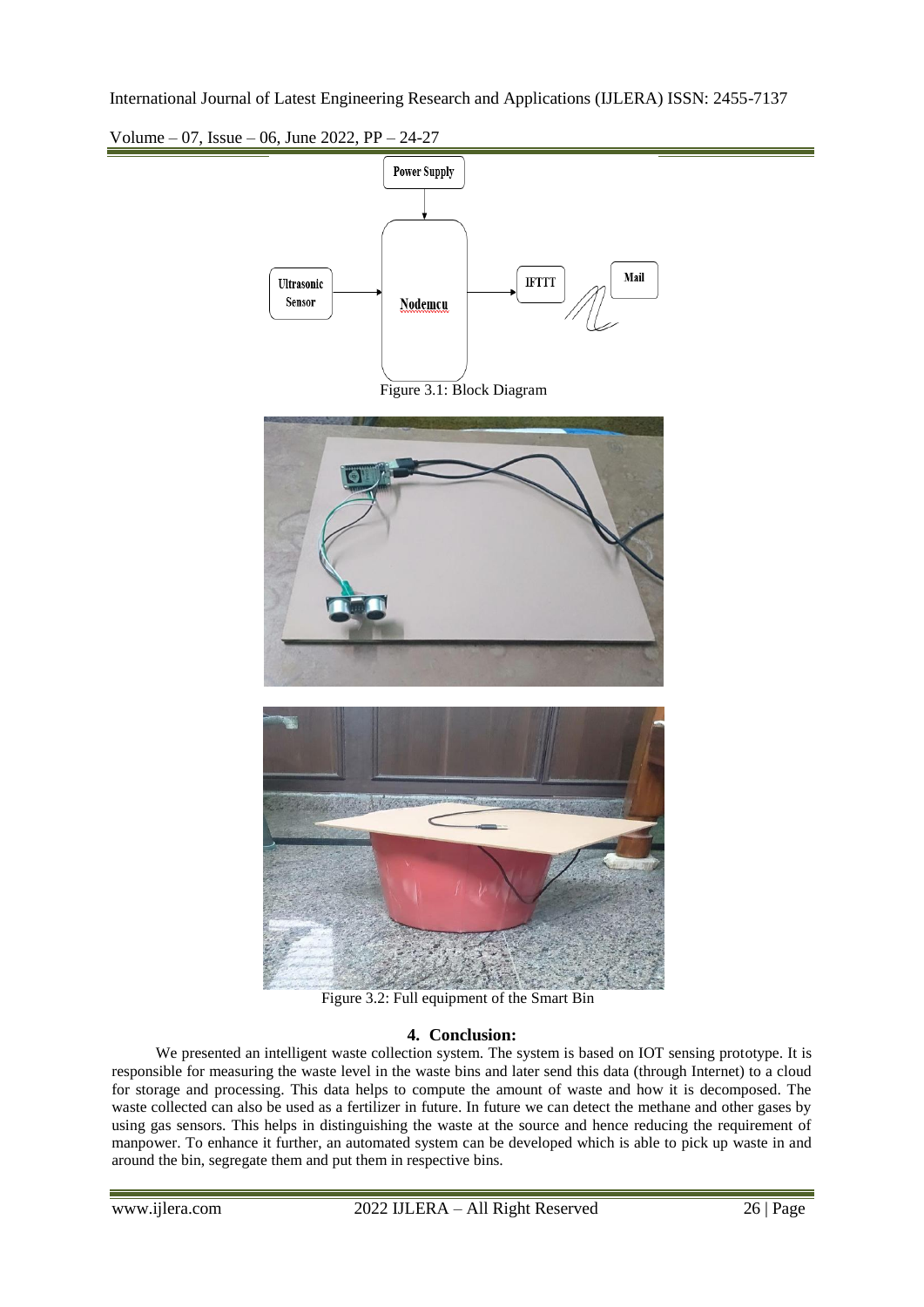Power Supply

Ultrasonic Sensor

Nodemcu

IFTTT

Mail

Figure 3.1: Block Diagram

Figure 3.2: Full equipment of the Smart Bin

## 4. Conclusion:

We presented an intelligent waste collection system. The system is based on IOT sensing prototype. It is responsible for measuring the waste level in the waste bins and later send this data (through Internet) to a cloud for storage and processing. This data helps to compute the amount of waste and how it is decomposed. The waste collected can also be used as a fertilizer in future. In future we can detect the methane and other gases by using gas sensors. This helps in distinguishing the waste at the source and hence reducing the requirement of manpower. To enhance it further, an automated system can be developed which is able to pick up waste in and around the bin, segregate them and put them in respective bins.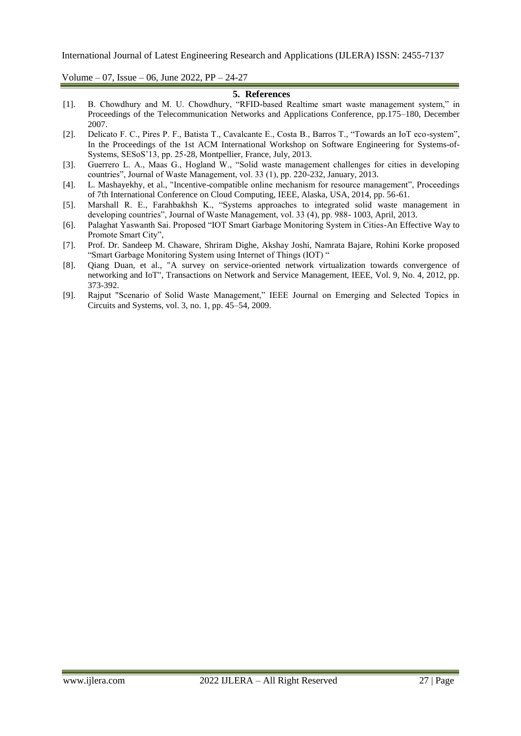## 5. References

[1]. B. Chowdhury and M. U. Chowdhury, "RFID-based Realtime smart waste management system," in Proceedings of the Telecommunication Networks and Applications Conference, pp.175–180, December 2007.

[2]. Delicato F. C., Pires P. F., Batista T., Cavalcante E., Costa B., Barros T., "Towards an IoT eco-system", In the Proceedings of the 1st ACM International Workshop on Software Engineering for Systems-of-Systems, SESoS'13, pp. 25-28, Montpellier, France, July, 2013.

[3]. Guerrero L. A., Maas G., Hogland W., "Solid waste management challenges for cities in developing countries", Journal of Waste Management, vol. 33 (1), pp. 220-232, January, 2013.

[4]. L. Mashayekhy, et al., "Incentive-compatible online mechanism for resource management", Proceedings of 7th International Conference on Cloud Computing, IEEE, Alaska, USA, 2014, pp. 56-61.

[5]. Marshall R. E., Farahbakhsh K., "Systems approaches to integrated solid waste management in developing countries", Journal of Waste Management, vol. 33 (4), pp. 988- 1003, April, 2013.

[6]. Palaghat Yaswanth Sai. Proposed "IOT Smart Garbage Monitoring System in Cities-An Effective Way to Promote Smart City",

[7]. Prof. Dr. Sandeep M. Chaware, Shriram Dighe, Akshay Joshi, Namrata Bajare, Rohini Korke proposed "Smart Garbage Monitoring System using Internet of Things (IOT) "

[8]. Qiang Duan, et al., "A survey on service-oriented network virtualization towards convergence of networking and IoT", Transactions on Network and Service Management, IEEE, Vol. 9, No. 4, 2012, pp. 373-392.

[9]. Rajput "Scenario of Solid Waste Management," IEEE Journal on Emerging and Selected Topics in Circuits and Systems, vol. 3, no. 1, pp. 45–54, 2009.